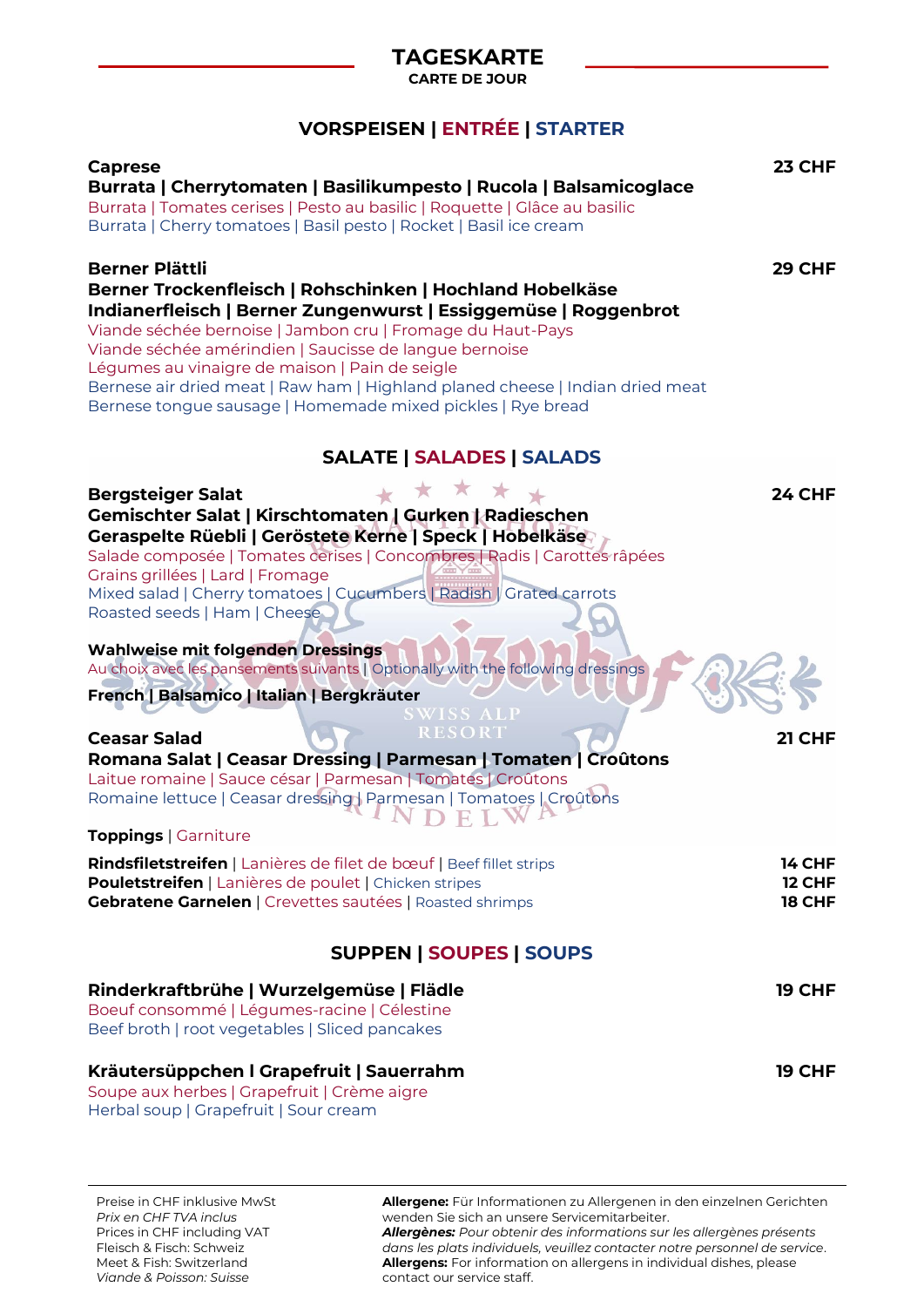# TAGESKARTE

CARTE DE JOUR

## VORSPEISEN | ENTRÉE | STARTER

**Caprese** 23 CHF
**Burrata | Cherrytomaten | Basilikumpesto | Rucola | Balsamicoglace**
Burrata | Tomates cerises | Pesto au basilic | Roquette | Glâce au basilic
Burrata | Cherry tomatoes | Basil pesto | Rocket | Basil ice cream

**Berner Plättli** 29 CHF
**Berner Trockenfleisch | Rohschinken | Hochland Hobelkäse**
**Indianerfleisch | Berner Zungenwurst | Essiggemüse | Roggenbrot**
Viande séchée bernoise | Jambon cru | Fromage du Haut-Pays
Viande séchée amérindien | Saucisse de langue bernoise
Légumes au vinaigre de maison | Pain de seigle
Bernese air dried meat | Raw ham | Highland planed cheese | Indian dried meat
Bernese tongue sausage | Homemade mixed pickles | Rye bread

## SALATE | SALADES | SALADS

**Bergsteiger Salat** 24 CHF
**Gemischter Salat | Kirschtomaten | Gurken | Radieschen**
**Geraspelte Rüebli | Geröstete Kerne | Speck | Hobelkäse**
Salade composée | Tomates cerises | Concombres | Radis | Carottes râpées
Grains grillées | Lard | Fromage
Mixed salad | Cherry tomatoes | Cucumbers | Radish | Grated carrots
Roasted seeds | Ham | Cheese

**Wahlweise mit folgenden Dressings**
Au choix avec les pansements suivants | Optionally with the following dressings
**French | Balsamico | Italian | Bergkräuter**

**Ceasar Salad** 21 CHF
**Romana Salat | Ceasar Dressing | Parmesan | Tomaten | Croûtons**
Laitue romaine | Sauce césar | Parmesan | Tomates | Croûtons
Romaine lettuce | Ceasar dressing | Parmesan | Tomatoes | Croûtons

**Toppings** | Garniture

**Rindsfiletstreifen** | Lanières de filet de bœuf | Beef fillet strips 14 CHF
**Pouletstreifen** | Lanières de poulet | Chicken stripes 12 CHF
**Gebratene Garnelen** | Crevettes sautées | Roasted shrimps 18 CHF

## SUPPEN | SOUPES | SOUPS

**Rinderkraftbrühe | Wurzelgemüse | Flädle** 19 CHF
Boeuf consommé | Légumes-racine | Célestine
Beef broth | root vegetables | Sliced pancakes

**Kräutersüppchen I Grapefruit | Sauerrahm** 19 CHF
Soupe aux herbes | Grapefruit | Crème aigre
Herbal soup | Grapefruit | Sour cream

---

Preise in CHF inklusive MwSt
*Prix en CHF TVA inclus*
Prices in CHF including VAT
Fleisch & Fisch: Schweiz
Meet & Fish: Switzerland
*Viande & Poisson: Suisse*

**Allergene:** Für Informationen zu Allergenen in den einzelnen Gerichten wenden Sie sich an unsere Servicemitarbeiter.
***Allergènes:*** *Pour obtenir des informations sur les allergènes présents dans les plats individuels, veuillez contacter notre personnel de service.*
**Allergens:** For information on allergens in individual dishes, please contact our service staff.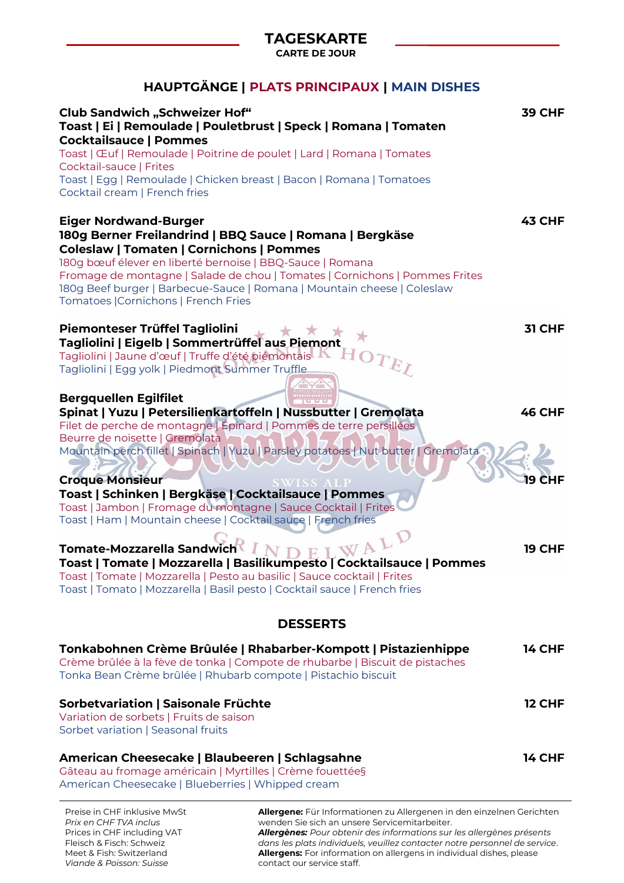# TAGESKARTE

CARTE DE JOUR

## HAUPTGÄNGE | PLATS PRINCIPAUX | MAIN DISHES

**Club Sandwich „Schweizer Hof“** — **39 CHF**
**Toast | Ei | Remoulade | Pouletbrust | Speck | Romana | Tomaten Cocktailsauce | Pommes**
Toast | Œuf | Remoulade | Poitrine de poulet | Lard | Romana | Tomates Cocktail-sauce | Frites
Toast | Egg | Remoulade | Chicken breast | Bacon | Romana | Tomatoes Cocktail cream | French fries

**Eiger Nordwand-Burger** — **43 CHF**
**180g Berner Freilandrind | BBQ Sauce | Romana | Bergkäse Coleslaw | Tomaten | Cornichons | Pommes**
180g bœuf élever en liberté bernoise | BBQ-Sauce | Romana Fromage de montagne | Salade de chou | Tomates | Cornichons | Pommes Frites
180g Beef burger | Barbecue-Sauce | Romana | Mountain cheese | Coleslaw Tomatoes |Cornichons | French Fries

**Piemonteser Trüffel Tagliolini** — **31 CHF**
**Tagliolini | Eigelb | Sommertrüffel aus Piemont**
Tagliolini | Jaune d'œuf | Truffe d'été piémontais
Tagliolini | Egg yolk | Piedmont Summer Truffle

**Bergquellen Egilfilet** — **46 CHF**
**Spinat | Yuzu | Petersilienkartoffeln | Nussbutter | Gremolata**
Filet de perche de montagne | Épinard | Pommes de terre persillées Beurre de noisette | Gremolata
Mountain perch fillet | Spinach | Yuzu | Parsley potatoes | Nut butter | Gremolata

**Croque Monsieur** — **19 CHF**
**Toast | Schinken | Bergkäse | Cocktailsauce | Pommes**
Toast | Jambon | Fromage du montagne | Sauce Cocktail | Frites
Toast | Ham | Mountain cheese | Cocktail sauce | French fries

**Tomate-Mozzarella Sandwich** — **19 CHF**
**Toast | Tomate | Mozzarella | Basilikumpesto | Cocktailsauce | Pommes**
Toast | Tomate | Mozzarella | Pesto au basilic | Sauce cocktail | Frites
Toast | Tomato | Mozzarella | Basil pesto | Cocktail sauce | French fries

## DESSERTS

**Tonkabohnen Crème Brûlée | Rhabarber-Kompott | Pistazienhippe** — **14 CHF**
Crème brûlée à la fève de tonka | Compote de rhubarbe | Biscuit de pistaches
Tonka Bean Crème brûlée | Rhubarb compote | Pistachio biscuit

**Sorbetvariation | Saisonale Früchte** — **12 CHF**
Variation de sorbets | Fruits de saison
Sorbet variation | Seasonal fruits

**American Cheesecake | Blaubeeren | Schlagsahne** — **14 CHF**
Gâteau au fromage américain | Myrtilles | Crème fouettée§
American Cheesecake | Blueberries | Whipped cream

---

Preise in CHF inklusive MwSt
*Prix en CHF TVA inclus*
Prices in CHF including VAT
Fleisch & Fisch: Schweiz
Meet & Fish: Switzerland
*Viande & Poisson: Suisse*

**Allergene:** Für Informationen zu Allergenen in den einzelnen Gerichten wenden Sie sich an unsere Servicemitarbeiter.
***Allergènes:*** *Pour obtenir des informations sur les allergènes présents dans les plats individuels, veuillez contacter notre personnel de service.*
**Allergens:** For information on allergens in individual dishes, please contact our service staff.